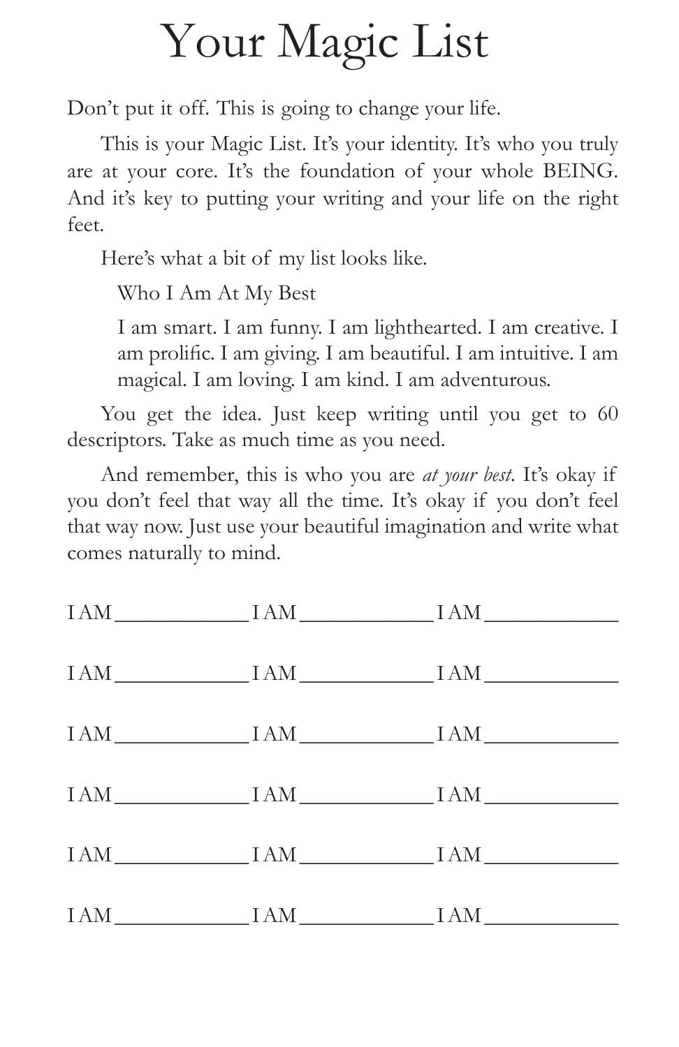# Your Magic List

Don't put it off. This is going to change your life.

This is your Magic List. It's your identity. It's who you truly are at your core. It's the foundation of your whole BEING. And it's key to putting your writing and your life on the right feet.

Here's what a bit of my list looks like.

> Who I Am At My Best
>
> I am smart. I am funny. I am lighthearted. I am creative. I am prolific. I am giving. I am beautiful. I am intuitive. I am magical. I am loving. I am kind. I am adventurous.

You get the idea. Just keep writing until you get to 60 descriptors. Take as much time as you need.

And remember, this is who you are *at your best*. It's okay if you don't feel that way all the time. It's okay if you don't feel that way now. Just use your beautiful imagination and write what comes naturally to mind.

I AM ____________ I AM ____________ I AM ____________

I AM ____________ I AM ____________ I AM ____________

I AM ____________ I AM ____________ I AM ____________

I AM ____________ I AM ____________ I AM ____________

I AM ____________ I AM ____________ I AM ____________

I AM ____________ I AM ____________ I AM ____________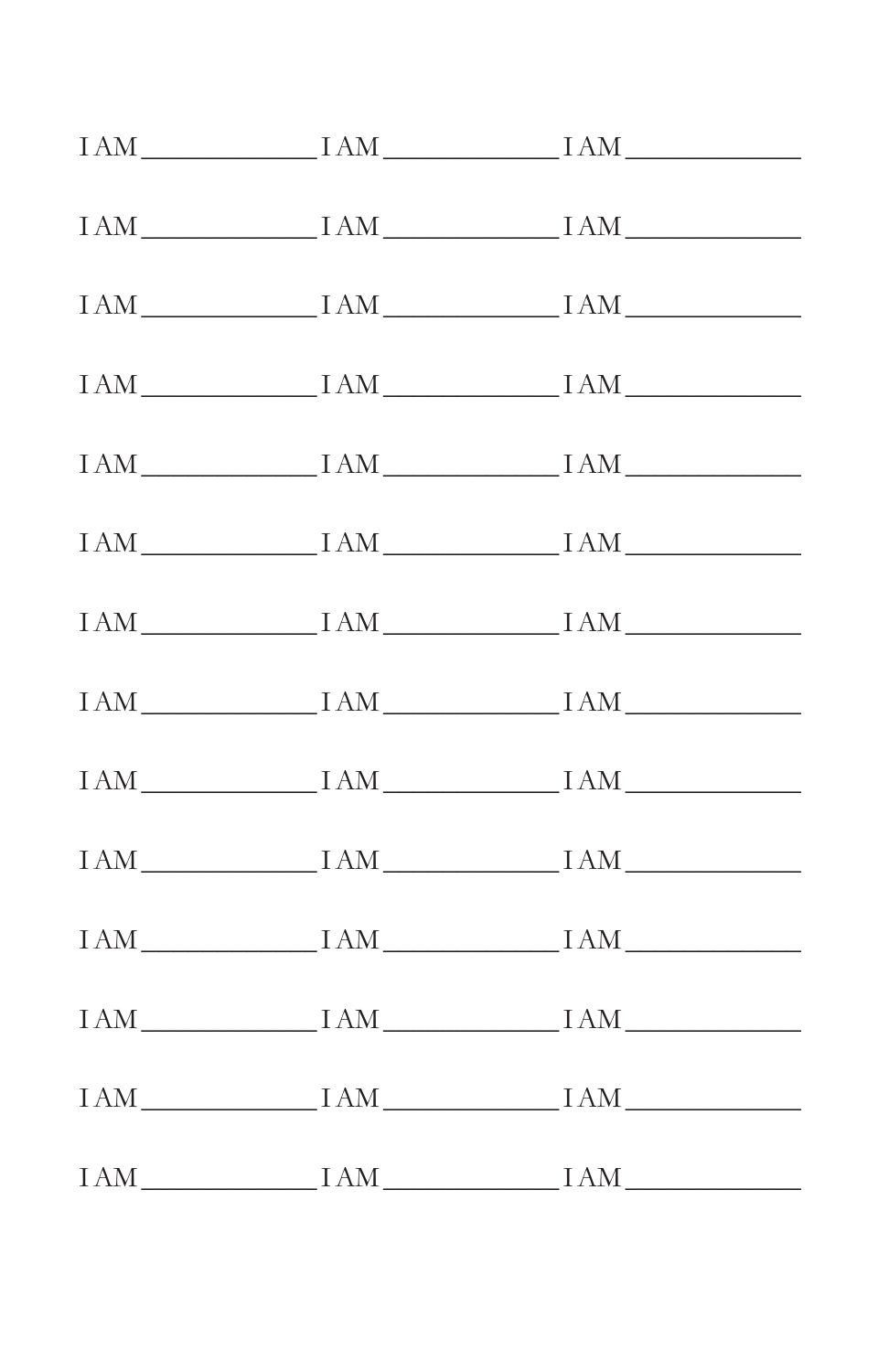I AM ______________ I AM ______________ I AM ______________

I AM ______________ I AM ______________ I AM ______________

I AM ______________ I AM ______________ I AM ______________

I AM ______________ I AM ______________ I AM ______________

I AM ______________ I AM ______________ I AM ______________

I AM ______________ I AM ______________ I AM ______________

I AM ______________ I AM ______________ I AM ______________

I AM ______________ I AM ______________ I AM ______________

I AM ______________ I AM ______________ I AM ______________

I AM ______________ I AM ______________ I AM ______________

I AM ______________ I AM ______________ I AM ______________

I AM ______________ I AM ______________ I AM ______________

I AM ______________ I AM ______________ I AM ______________

I AM ______________ I AM ______________ I AM ______________